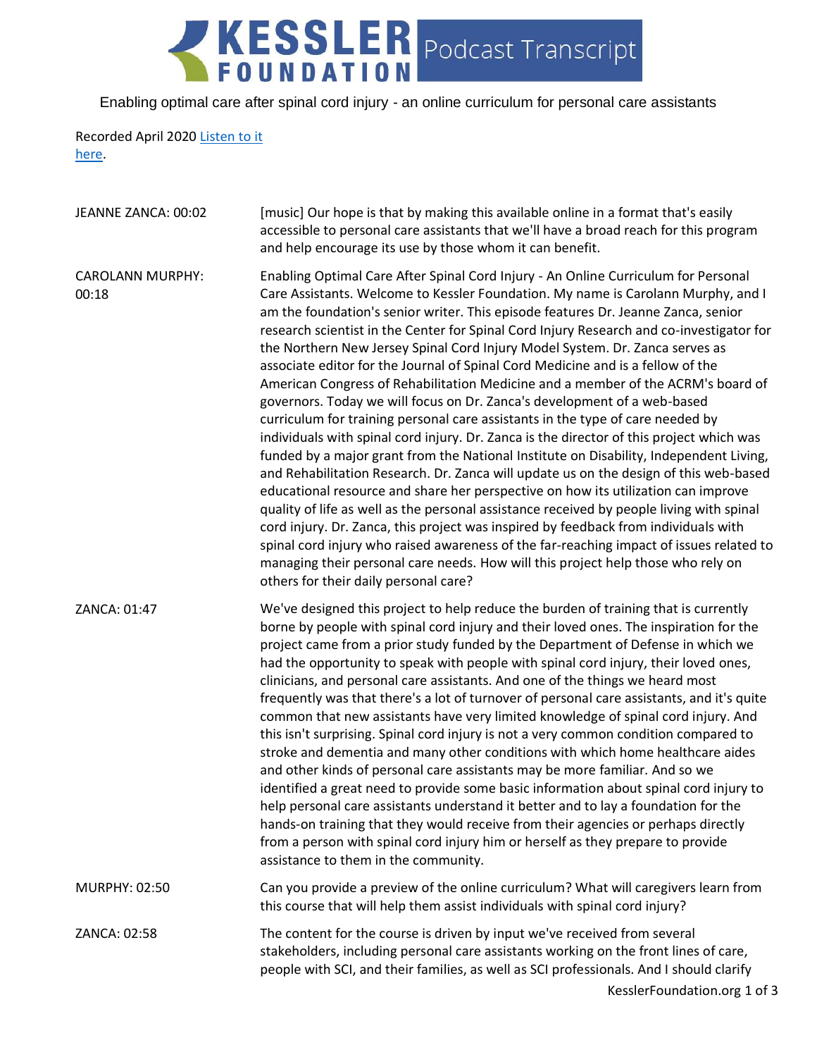# KESSLER FOUNDATION Podcast Transcript

Enabling optimal care after spinal cord injury - an online curriculum for personal care assistants

Recorded April 2020 [Listen to it here](here).

JEANNE ZANCA: 00:02

[music] Our hope is that by making this available online in a format that's easily accessible to personal care assistants that we'll have a broad reach for this program and help encourage its use by those whom it can benefit.

CAROLANN MURPHY: 00:18

Enabling Optimal Care After Spinal Cord Injury - An Online Curriculum for Personal Care Assistants. Welcome to Kessler Foundation. My name is Carolann Murphy, and I am the foundation's senior writer. This episode features Dr. Jeanne Zanca, senior research scientist in the Center for Spinal Cord Injury Research and co-investigator for the Northern New Jersey Spinal Cord Injury Model System. Dr. Zanca serves as associate editor for the Journal of Spinal Cord Medicine and is a fellow of the American Congress of Rehabilitation Medicine and a member of the ACRM's board of governors. Today we will focus on Dr. Zanca's development of a web-based curriculum for training personal care assistants in the type of care needed by individuals with spinal cord injury. Dr. Zanca is the director of this project which was funded by a major grant from the National Institute on Disability, Independent Living, and Rehabilitation Research. Dr. Zanca will update us on the design of this web-based educational resource and share her perspective on how its utilization can improve quality of life as well as the personal assistance received by people living with spinal cord injury. Dr. Zanca, this project was inspired by feedback from individuals with spinal cord injury who raised awareness of the far-reaching impact of issues related to managing their personal care needs. How will this project help those who rely on others for their daily personal care?

ZANCA: 01:47

We've designed this project to help reduce the burden of training that is currently borne by people with spinal cord injury and their loved ones. The inspiration for the project came from a prior study funded by the Department of Defense in which we had the opportunity to speak with people with spinal cord injury, their loved ones, clinicians, and personal care assistants. And one of the things we heard most frequently was that there's a lot of turnover of personal care assistants, and it's quite common that new assistants have very limited knowledge of spinal cord injury. And this isn't surprising. Spinal cord injury is not a very common condition compared to stroke and dementia and many other conditions with which home healthcare aides and other kinds of personal care assistants may be more familiar. And so we identified a great need to provide some basic information about spinal cord injury to help personal care assistants understand it better and to lay a foundation for the hands-on training that they would receive from their agencies or perhaps directly from a person with spinal cord injury him or herself as they prepare to provide assistance to them in the community.

MURPHY: 02:50

Can you provide a preview of the online curriculum? What will caregivers learn from this course that will help them assist individuals with spinal cord injury?

ZANCA: 02:58

The content for the course is driven by input we've received from several stakeholders, including personal care assistants working on the front lines of care, people with SCI, and their families, as well as SCI professionals. And I should clarify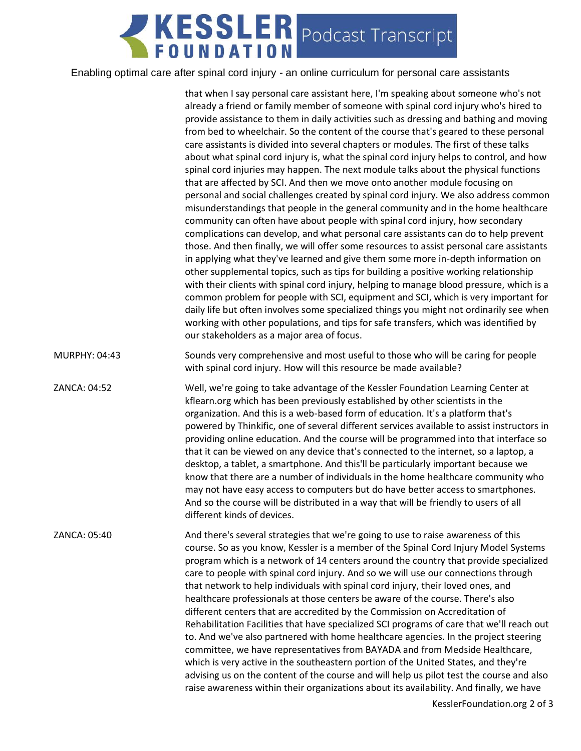that when I say personal care assistant here, I'm speaking about someone who's not already a friend or family member of someone with spinal cord injury who's hired to provide assistance to them in daily activities such as dressing and bathing and moving from bed to wheelchair. So the content of the course that's geared to these personal care assistants is divided into several chapters or modules. The first of these talks about what spinal cord injury is, what the spinal cord injury helps to control, and how spinal cord injuries may happen. The next module talks about the physical functions that are affected by SCI. And then we move onto another module focusing on personal and social challenges created by spinal cord injury. We also address common misunderstandings that people in the general community and in the home healthcare community can often have about people with spinal cord injury, how secondary complications can develop, and what personal care assistants can do to help prevent those. And then finally, we will offer some resources to assist personal care assistants in applying what they've learned and give them some more in-depth information on other supplemental topics, such as tips for building a positive working relationship with their clients with spinal cord injury, helping to manage blood pressure, which is a common problem for people with SCI, equipment and SCI, which is very important for daily life but often involves some specialized things you might not ordinarily see when working with other populations, and tips for safe transfers, which was identified by our stakeholders as a major area of focus.

MURPHY: 04:43 Sounds very comprehensive and most useful to those who will be caring for people with spinal cord injury. How will this resource be made available?

ZANCA: 04:52 Well, we're going to take advantage of the Kessler Foundation Learning Center at kflearn.org which has been previously established by other scientists in the organization. And this is a web-based form of education. It's a platform that's powered by Thinkific, one of several different services available to assist instructors in providing online education. And the course will be programmed into that interface so that it can be viewed on any device that's connected to the internet, so a laptop, a desktop, a tablet, a smartphone. And this'll be particularly important because we know that there are a number of individuals in the home healthcare community who may not have easy access to computers but do have better access to smartphones. And so the course will be distributed in a way that will be friendly to users of all different kinds of devices.

ZANCA: 05:40 And there's several strategies that we're going to use to raise awareness of this course. So as you know, Kessler is a member of the Spinal Cord Injury Model Systems program which is a network of 14 centers around the country that provide specialized care to people with spinal cord injury. And so we will use our connections through that network to help individuals with spinal cord injury, their loved ones, and healthcare professionals at those centers be aware of the course. There's also different centers that are accredited by the Commission on Accreditation of Rehabilitation Facilities that have specialized SCI programs of care that we'll reach out to. And we've also partnered with home healthcare agencies. In the project steering committee, we have representatives from BAYADA and from Medside Healthcare, which is very active in the southeastern portion of the United States, and they're advising us on the content of the course and will help us pilot test the course and also raise awareness within their organizations about its availability. And finally, we have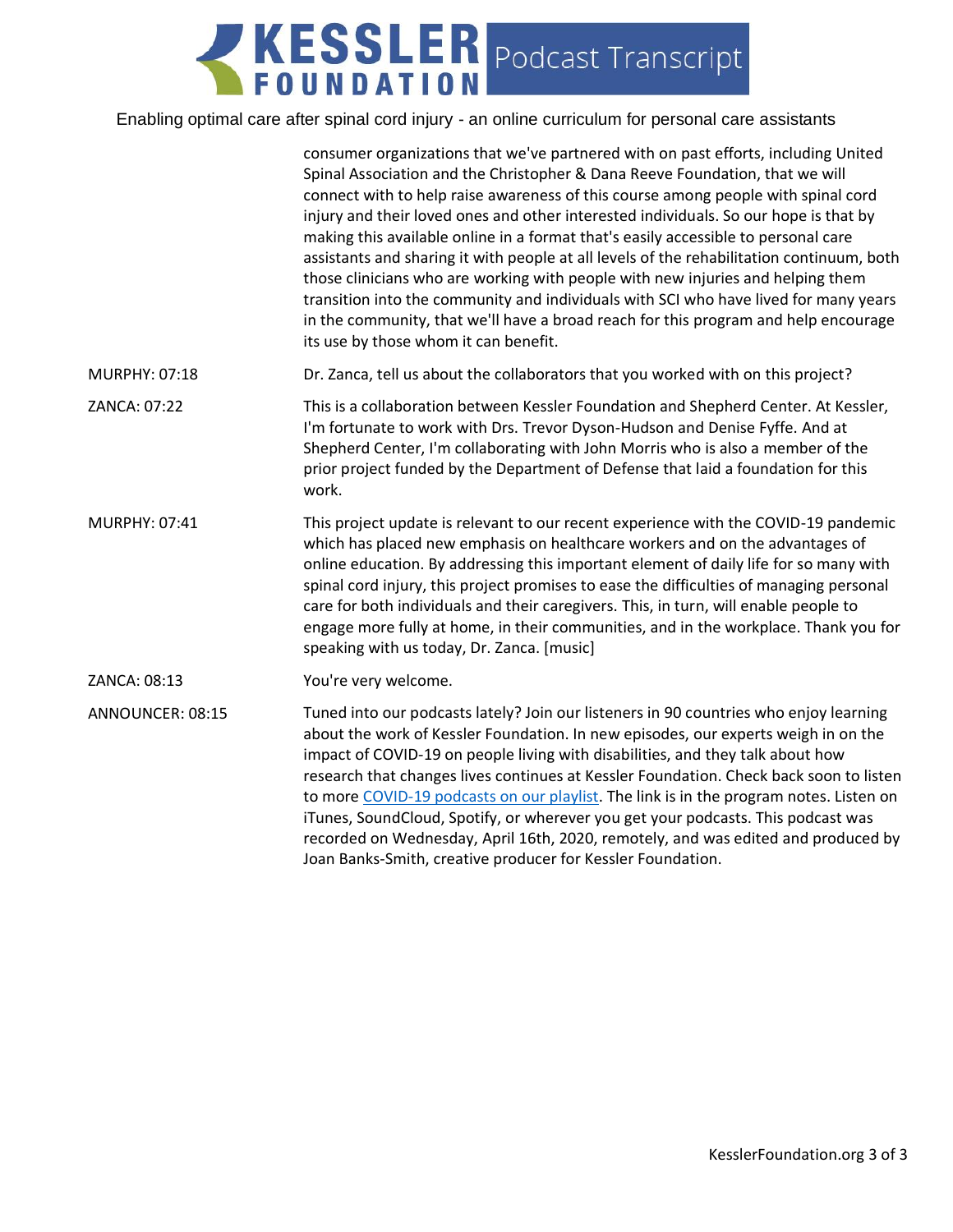consumer organizations that we've partnered with on past efforts, including United Spinal Association and the Christopher & Dana Reeve Foundation, that we will connect with to help raise awareness of this course among people with spinal cord injury and their loved ones and other interested individuals. So our hope is that by making this available online in a format that's easily accessible to personal care assistants and sharing it with people at all levels of the rehabilitation continuum, both those clinicians who are working with people with new injuries and helping them transition into the community and individuals with SCI who have lived for many years in the community, that we'll have a broad reach for this program and help encourage its use by those whom it can benefit.

MURPHY: 07:18 Dr. Zanca, tell us about the collaborators that you worked with on this project?

ZANCA: 07:22 This is a collaboration between Kessler Foundation and Shepherd Center. At Kessler, I'm fortunate to work with Drs. Trevor Dyson-Hudson and Denise Fyffe. And at Shepherd Center, I'm collaborating with John Morris who is also a member of the prior project funded by the Department of Defense that laid a foundation for this work.

MURPHY: 07:41 This project update is relevant to our recent experience with the COVID-19 pandemic which has placed new emphasis on healthcare workers and on the advantages of online education. By addressing this important element of daily life for so many with spinal cord injury, this project promises to ease the difficulties of managing personal care for both individuals and their caregivers. This, in turn, will enable people to engage more fully at home, in their communities, and in the workplace. Thank you for speaking with us today, Dr. Zanca. [music]

ZANCA: 08:13 You're very welcome.

ANNOUNCER: 08:15 Tuned into our podcasts lately? Join our listeners in 90 countries who enjoy learning about the work of Kessler Foundation. In new episodes, our experts weigh in on the impact of COVID-19 on people living with disabilities, and they talk about how research that changes lives continues at Kessler Foundation. Check back soon to listen to more COVID-19 podcasts on our playlist. The link is in the program notes. Listen on iTunes, SoundCloud, Spotify, or wherever you get your podcasts. This podcast was recorded on Wednesday, April 16th, 2020, remotely, and was edited and produced by Joan Banks-Smith, creative producer for Kessler Foundation.